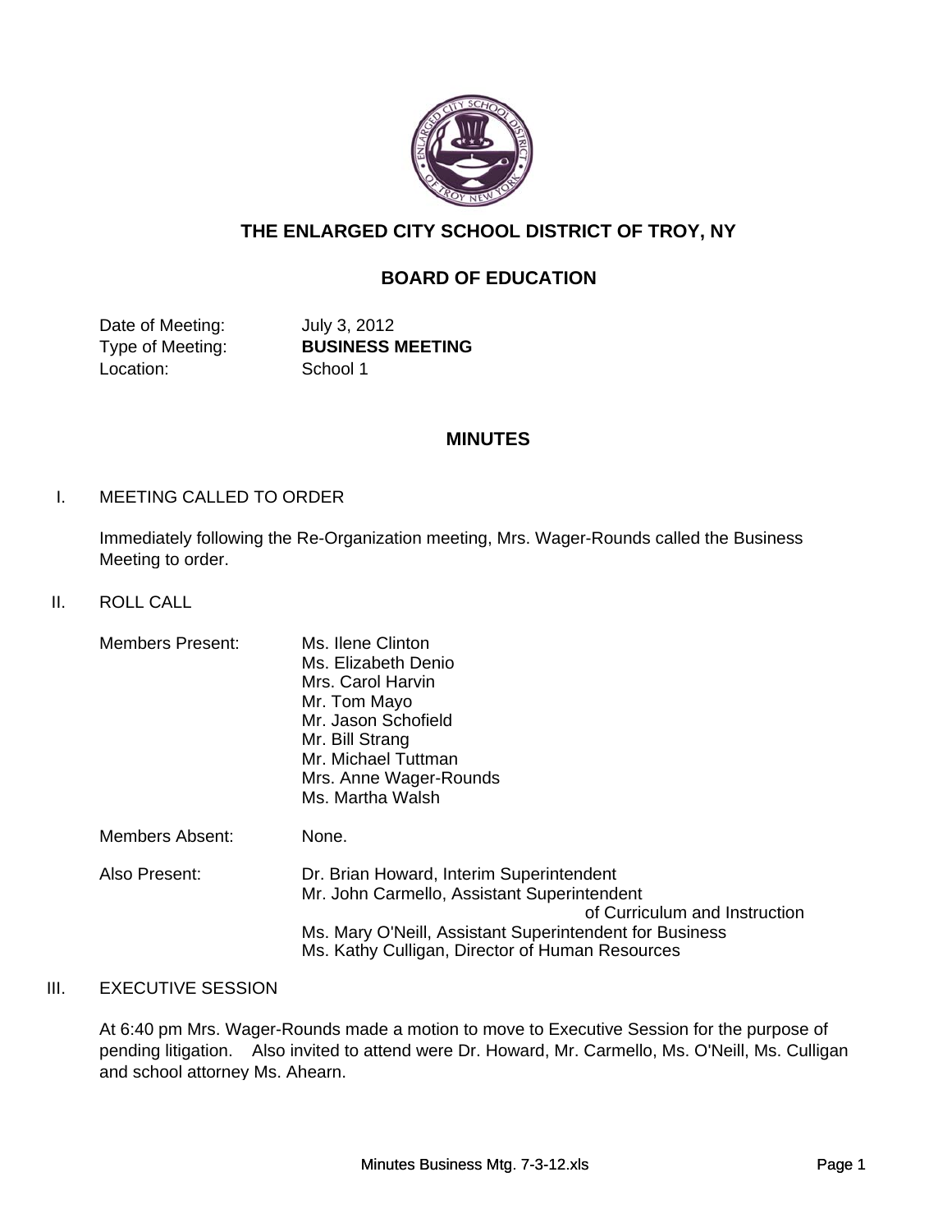# THE ENLARGED CITY SCHOOL DISTRICT OF TROY, NY

## BOARD OF EDUCATION

| | |
|---|---|
| Date of Meeting: | July 3, 2012 |
| Type of Meeting: | **BUSINESS MEETING** |
| Location: | School 1 |

## MINUTES

I. MEETING CALLED TO ORDER

Immediately following the Re-Organization meeting, Mrs. Wager-Rounds called the Business Meeting to order.

II. ROLL CALL

Members Present:
- Ms. Ilene Clinton
- Ms. Elizabeth Denio
- Mrs. Carol Harvin
- Mr. Tom Mayo
- Mr. Jason Schofield
- Mr. Bill Strang
- Mr. Michael Tuttman
- Mrs. Anne Wager-Rounds
- Ms. Martha Walsh

Members Absent: None.

Also Present:
- Dr. Brian Howard, Interim Superintendent
- Mr. John Carmello, Assistant Superintendent of Curriculum and Instruction
- Ms. Mary O'Neill, Assistant Superintendent for Business
- Ms. Kathy Culligan, Director of Human Resources

III. EXECUTIVE SESSION

At 6:40 pm Mrs. Wager-Rounds made a motion to move to Executive Session for the purpose of pending litigation. Also invited to attend were Dr. Howard, Mr. Carmello, Ms. O'Neill, Ms. Culligan and school attorney Ms. Ahearn.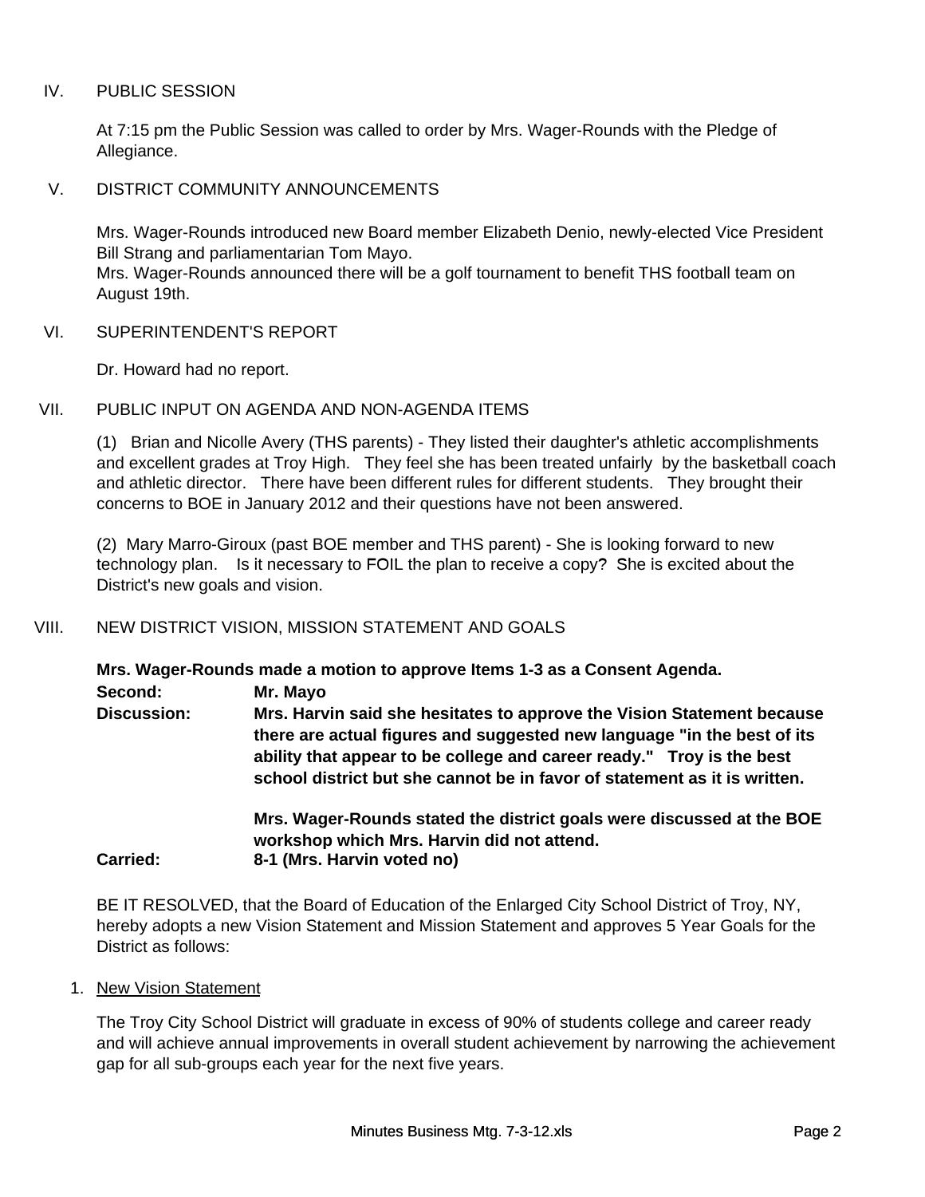## IV. PUBLIC SESSION

At 7:15 pm the Public Session was called to order by Mrs. Wager-Rounds with the Pledge of Allegiance.

## V. DISTRICT COMMUNITY ANNOUNCEMENTS

Mrs. Wager-Rounds introduced new Board member Elizabeth Denio, newly-elected Vice President Bill Strang and parliamentarian Tom Mayo.
Mrs. Wager-Rounds announced there will be a golf tournament to benefit THS football team on August 19th.

## VI. SUPERINTENDENT'S REPORT

Dr. Howard had no report.

## VII. PUBLIC INPUT ON AGENDA AND NON-AGENDA ITEMS

(1) Brian and Nicolle Avery (THS parents) - They listed their daughter's athletic accomplishments and excellent grades at Troy High. They feel she has been treated unfairly by the basketball coach and athletic director. There have been different rules for different students. They brought their concerns to BOE in January 2012 and their questions have not been answered.

(2) Mary Marro-Giroux (past BOE member and THS parent) - She is looking forward to new technology plan. Is it necessary to FOIL the plan to receive a copy? She is excited about the District's new goals and vision.

## VIII. NEW DISTRICT VISION, MISSION STATEMENT AND GOALS

**Mrs. Wager-Rounds made a motion to approve Items 1-3 as a Consent Agenda.**

**Second:** **Mr. Mayo**

**Discussion:** **Mrs. Harvin said she hesitates to approve the Vision Statement because there are actual figures and suggested new language "in the best of its ability that appear to be college and career ready." Troy is the best school district but she cannot be in favor of statement as it is written.**

**Mrs. Wager-Rounds stated the district goals were discussed at the BOE workshop which Mrs. Harvin did not attend.**

**Carried:** **8-1 (Mrs. Harvin voted no)**

BE IT RESOLVED, that the Board of Education of the Enlarged City School District of Troy, NY, hereby adopts a new Vision Statement and Mission Statement and approves 5 Year Goals for the District as follows:

1. New Vision Statement

The Troy City School District will graduate in excess of 90% of students college and career ready and will achieve annual improvements in overall student achievement by narrowing the achievement gap for all sub-groups each year for the next five years.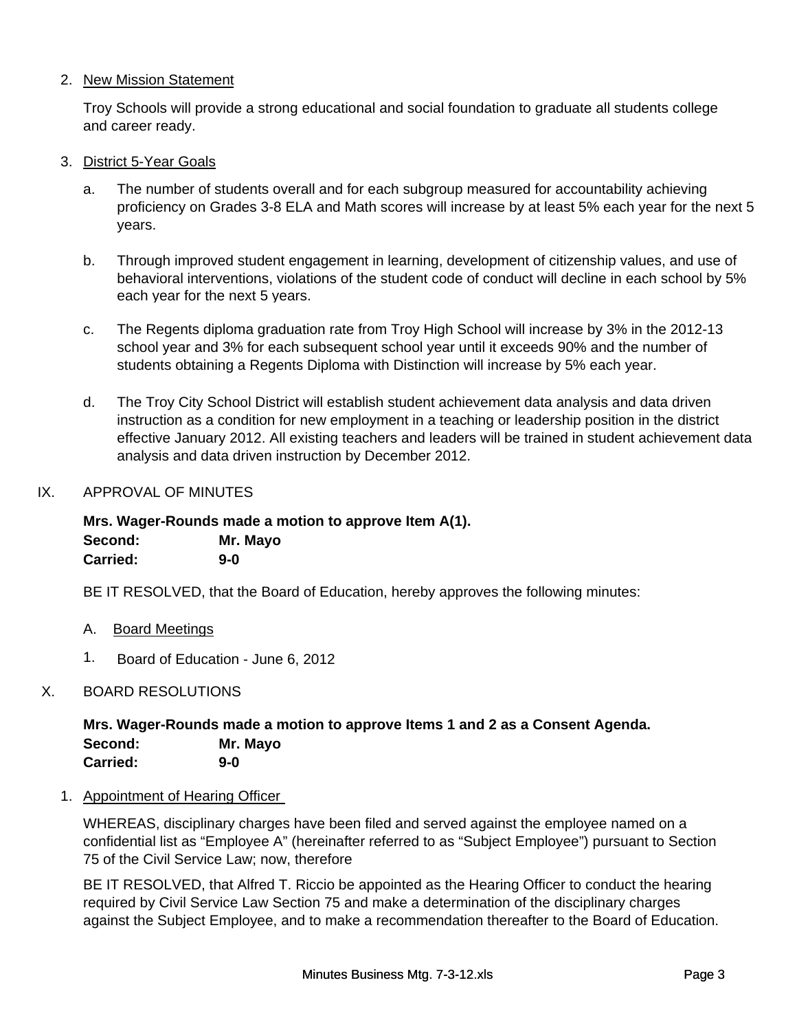2. New Mission Statement

   Troy Schools will provide a strong educational and social foundation to graduate all students college and career ready.

3. District 5-Year Goals

   a. The number of students overall and for each subgroup measured for accountability achieving proficiency on Grades 3-8 ELA and Math scores will increase by at least 5% each year for the next 5 years.

   b. Through improved student engagement in learning, development of citizenship values, and use of behavioral interventions, violations of the student code of conduct will decline in each school by 5% each year for the next 5 years.

   c. The Regents diploma graduation rate from Troy High School will increase by 3% in the 2012-13 school year and 3% for each subsequent school year until it exceeds 90% and the number of students obtaining a Regents Diploma with Distinction will increase by 5% each year.

   d. The Troy City School District will establish student achievement data analysis and data driven instruction as a condition for new employment in a teaching or leadership position in the district effective January 2012. All existing teachers and leaders will be trained in student achievement data analysis and data driven instruction by December 2012.

## IX. APPROVAL OF MINUTES

**Mrs. Wager-Rounds made a motion to approve Item A(1).**
**Second: Mr. Mayo**
**Carried: 9-0**

BE IT RESOLVED, that the Board of Education, hereby approves the following minutes:

A. Board Meetings

1. Board of Education - June 6, 2012

## X. BOARD RESOLUTIONS

**Mrs. Wager-Rounds made a motion to approve Items 1 and 2 as a Consent Agenda.**
**Second: Mr. Mayo**
**Carried: 9-0**

1. Appointment of Hearing Officer

   WHEREAS, disciplinary charges have been filed and served against the employee named on a confidential list as "Employee A" (hereinafter referred to as "Subject Employee") pursuant to Section 75 of the Civil Service Law; now, therefore

   BE IT RESOLVED, that Alfred T. Riccio be appointed as the Hearing Officer to conduct the hearing required by Civil Service Law Section 75 and make a determination of the disciplinary charges against the Subject Employee, and to make a recommendation thereafter to the Board of Education.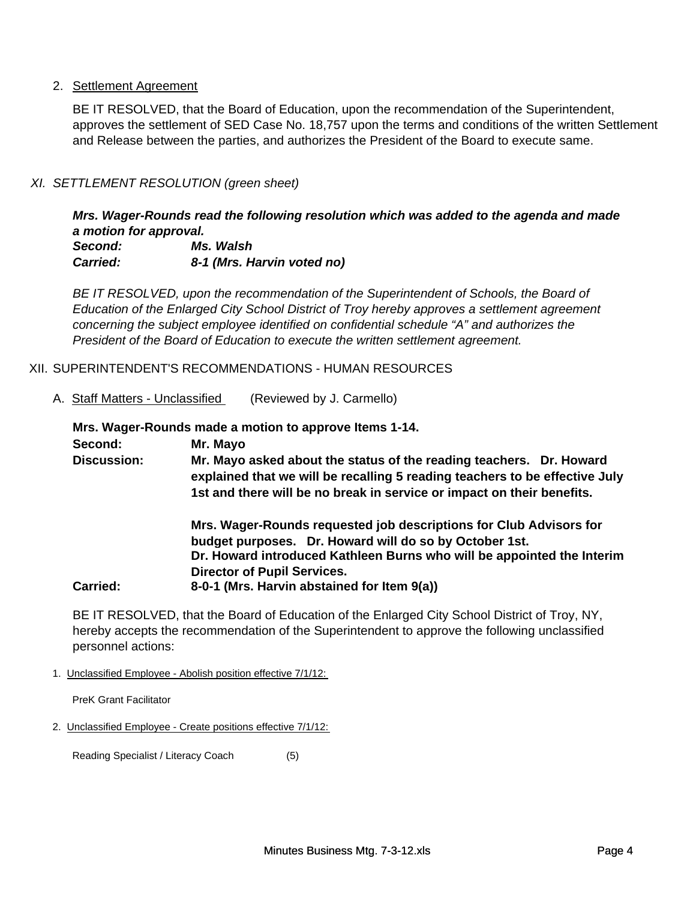2. Settlement Agreement

BE IT RESOLVED, that the Board of Education, upon the recommendation of the Superintendent, approves the settlement of SED Case No. 18,757 upon the terms and conditions of the written Settlement and Release between the parties, and authorizes the President of the Board to execute same.

## *XI. SETTLEMENT RESOLUTION (green sheet)*

***Mrs. Wager-Rounds read the following resolution which was added to the agenda and made a motion for approval.***

***Second:*** ***Ms. Walsh***

***Carried:*** ***8-1 (Mrs. Harvin voted no)***

*BE IT RESOLVED, upon the recommendation of the Superintendent of Schools, the Board of Education of the Enlarged City School District of Troy hereby approves a settlement agreement concerning the subject employee identified on confidential schedule "A" and authorizes the President of the Board of Education to execute the written settlement agreement.*

## XII. SUPERINTENDENT'S RECOMMENDATIONS - HUMAN RESOURCES

A. Staff Matters - Unclassified (Reviewed by J. Carmello)

**Mrs. Wager-Rounds made a motion to approve Items 1-14.**

**Second:** **Mr. Mayo**

**Discussion:** **Mr. Mayo asked about the status of the reading teachers. Dr. Howard explained that we will be recalling 5 reading teachers to be effective July 1st and there will be no break in service or impact on their benefits.**

**Mrs. Wager-Rounds requested job descriptions for Club Advisors for budget purposes. Dr. Howard will do so by October 1st.**
**Dr. Howard introduced Kathleen Burns who will be appointed the Interim Director of Pupil Services.**

**Carried:** **8-0-1 (Mrs. Harvin abstained for Item 9(a))**

BE IT RESOLVED, that the Board of Education of the Enlarged City School District of Troy, NY, hereby accepts the recommendation of the Superintendent to approve the following unclassified personnel actions:

1. Unclassified Employee - Abolish position effective 7/1/12:

   PreK Grant Facilitator

2. Unclassified Employee - Create positions effective 7/1/12:

   Reading Specialist / Literacy Coach (5)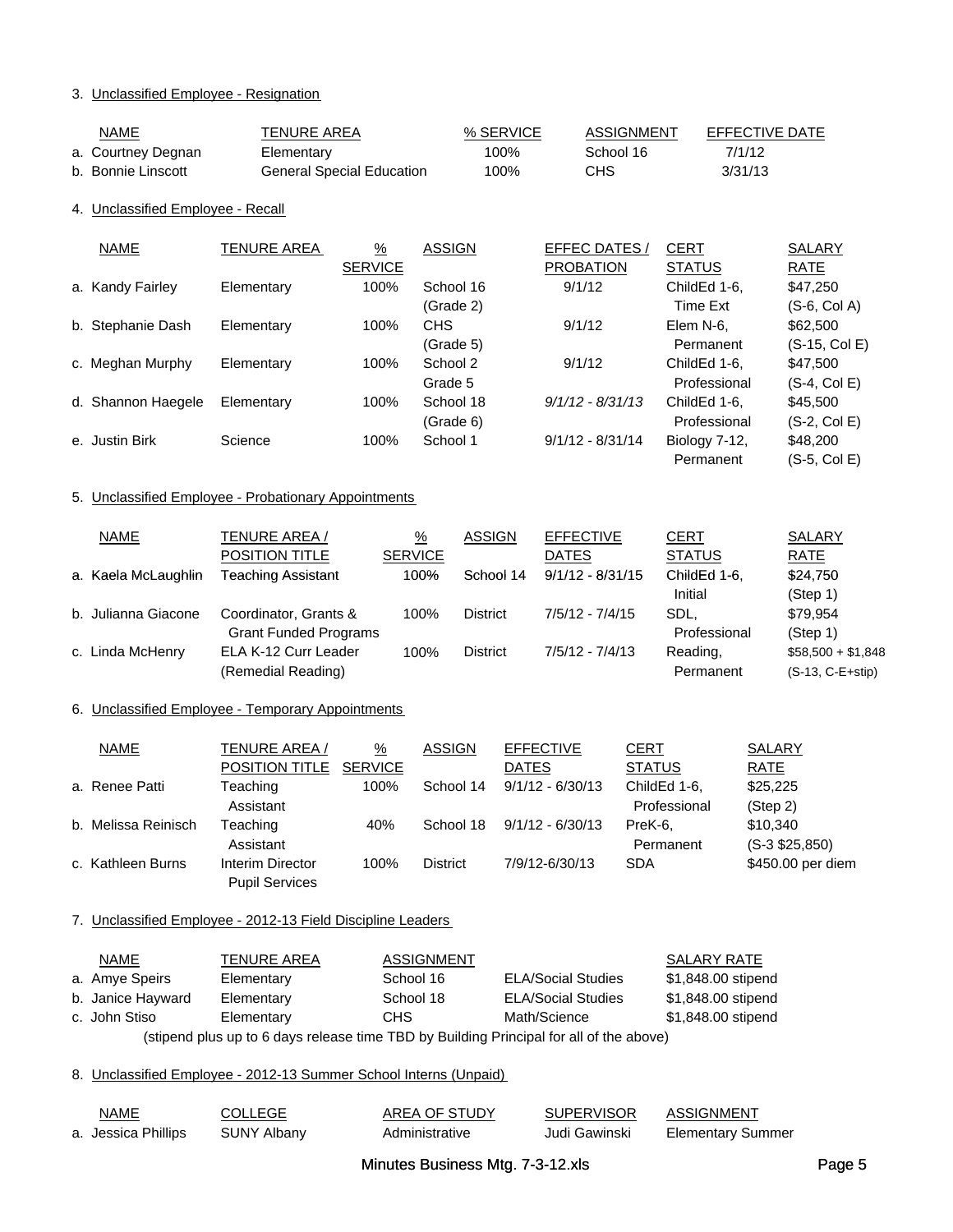3. Unclassified Employee - Resignation

| NAME | TENURE AREA | % SERVICE | ASSIGNMENT | EFFECTIVE DATE |
|---|---|---|---|---|
| a. Courtney Degnan | Elementary | 100% | School 16 | 7/1/12 |
| b. Bonnie Linscott | General Special Education | 100% | CHS | 3/31/13 |

4. Unclassified Employee - Recall

| NAME | TENURE AREA | % SERVICE | ASSIGN | EFFEC DATES / PROBATION | CERT STATUS | SALARY RATE |
|---|---|---|---|---|---|---|
| a. Kandy Fairley | Elementary | 100% | School 16 (Grade 2) | 9/1/12 | ChildEd 1-6, Time Ext | $47,250 (S-6, Col A) |
| b. Stephanie Dash | Elementary | 100% | CHS (Grade 5) | 9/1/12 | Elem N-6, Permanent | $62,500 (S-15, Col E) |
| c. Meghan Murphy | Elementary | 100% | School 2 Grade 5 | 9/1/12 | ChildEd 1-6, Professional | $47,500 (S-4, Col E) |
| d. Shannon Haegele | Elementary | 100% | School 18 (Grade 6) | *9/1/12 - 8/31/13* | ChildEd 1-6, Professional | $45,500 (S-2, Col E) |
| e. Justin Birk | Science | 100% | School 1 | 9/1/12 - 8/31/14 | Biology 7-12, Permanent | $48,200 (S-5, Col E) |

5. Unclassified Employee - Probationary Appointments

| NAME | TENURE AREA / POSITION TITLE | % SERVICE | ASSIGN | EFFECTIVE DATES | CERT STATUS | SALARY RATE |
|---|---|---|---|---|---|---|
| a. Kaela McLaughlin | Teaching Assistant | 100% | School 14 | 9/1/12 - 8/31/15 | ChildEd 1-6, Initial | $24,750 (Step 1) |
| b. Julianna Giacone | Coordinator, Grants & Grant Funded Programs | 100% | District | 7/5/12 - 7/4/15 | SDL, Professional | $79,954 (Step 1) |
| c. Linda McHenry | ELA K-12 Curr Leader (Remedial Reading) | 100% | District | 7/5/12 - 7/4/13 | Reading, Permanent | $58,500 + $1,848 (S-13, C-E+stip) |

6. Unclassified Employee - Temporary Appointments

| NAME | TENURE AREA / POSITION TITLE | % SERVICE | ASSIGN | EFFECTIVE DATES | CERT STATUS | SALARY RATE |
|---|---|---|---|---|---|---|
| a. Renee Patti | Teaching Assistant | 100% | School 14 | 9/1/12 - 6/30/13 | ChildEd 1-6, Professional | $25,225 (Step 2) |
| b. Melissa Reinisch | Teaching Assistant | 40% | School 18 | 9/1/12 - 6/30/13 | PreK-6, Permanent | $10,340 (S-3 $25,850) |
| c. Kathleen Burns | Interim Director Pupil Services | 100% | District | 7/9/12-6/30/13 | SDA | $450.00 per diem |

7. Unclassified Employee - 2012-13 Field Discipline Leaders

| NAME | TENURE AREA | ASSIGNMENT | | SALARY RATE |
|---|---|---|---|---|
| a. Amye Speirs | Elementary | School 16 | ELA/Social Studies | $1,848.00 stipend |
| b. Janice Hayward | Elementary | School 18 | ELA/Social Studies | $1,848.00 stipend |
| c. John Stiso | Elementary | CHS | Math/Science | $1,848.00 stipend |

(stipend plus up to 6 days release time TBD by Building Principal for all of the above)

8. Unclassified Employee - 2012-13 Summer School Interns (Unpaid)

| NAME | COLLEGE | AREA OF STUDY | SUPERVISOR | ASSIGNMENT |
|---|---|---|---|---|
| a. Jessica Phillips | SUNY Albany | Administrative | Judi Gawinski | Elementary Summer |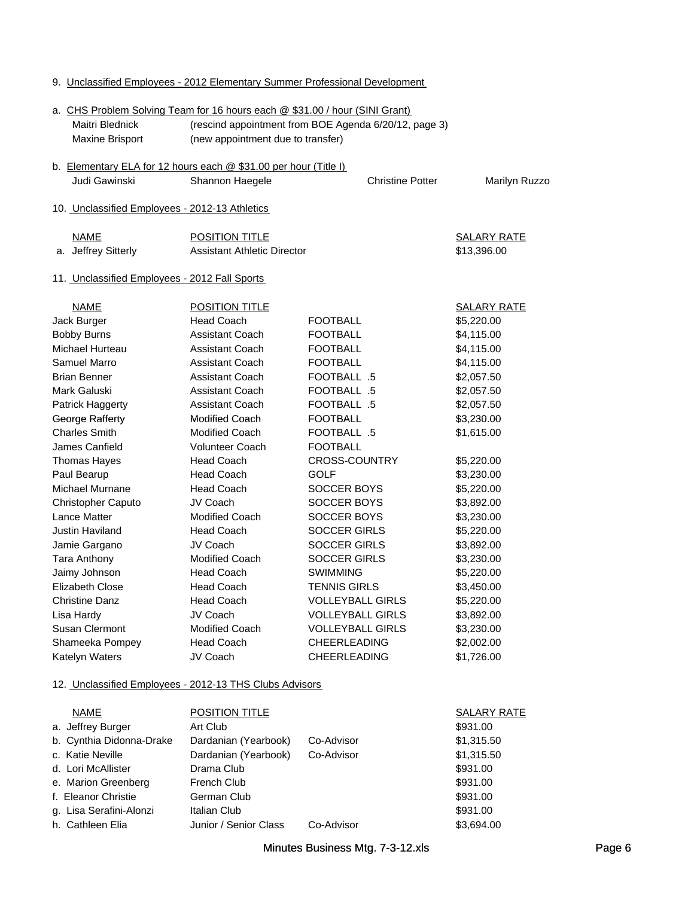9. Unclassified Employees - 2012 Elementary Summer Professional Development

a. CHS Problem Solving Team for 16 hours each @ $31.00 / hour (SINI Grant)

| | |
|---|---|
| Maitri Blednick | (rescind appointment from BOE Agenda 6/20/12, page 3) |
| Maxine Brisport | (new appointment due to transfer) |

b. Elementary ELA for 12 hours each @ $31.00 per hour (Title I)

| | | | |
|---|---|---|---|
| Judi Gawinski | Shannon Haegele | Christine Potter | Marilyn Ruzzo |

10. Unclassified Employees - 2012-13 Athletics

| NAME | POSITION TITLE | SALARY RATE |
|---|---|---|
| a. Jeffrey Sitterly | Assistant Athletic Director | $13,396.00 |

11. Unclassified Employees - 2012 Fall Sports

| NAME | POSITION TITLE | | SALARY RATE |
|---|---|---|---|
| Jack Burger | Head Coach | FOOTBALL | $5,220.00 |
| Bobby Burns | Assistant Coach | FOOTBALL | $4,115.00 |
| Michael Hurteau | Assistant Coach | FOOTBALL | $4,115.00 |
| Samuel Marro | Assistant Coach | FOOTBALL | $4,115.00 |
| Brian Benner | Assistant Coach | FOOTBALL .5 | $2,057.50 |
| Mark Galuski | Assistant Coach | FOOTBALL .5 | $2,057.50 |
| Patrick Haggerty | Assistant Coach | FOOTBALL .5 | $2,057.50 |
| George Rafferty | Modified Coach | FOOTBALL | $3,230.00 |
| Charles Smith | Modified Coach | FOOTBALL .5 | $1,615.00 |
| James Canfield | Volunteer Coach | FOOTBALL | |
| Thomas Hayes | Head Coach | CROSS-COUNTRY | $5,220.00 |
| Paul Bearup | Head Coach | GOLF | $3,230.00 |
| Michael Murnane | Head Coach | SOCCER BOYS | $5,220.00 |
| Christopher Caputo | JV Coach | SOCCER BOYS | $3,892.00 |
| Lance Matter | Modified Coach | SOCCER BOYS | $3,230.00 |
| Justin Haviland | Head Coach | SOCCER GIRLS | $5,220.00 |
| Jamie Gargano | JV Coach | SOCCER GIRLS | $3,892.00 |
| Tara Anthony | Modified Coach | SOCCER GIRLS | $3,230.00 |
| Jaimy Johnson | Head Coach | SWIMMING | $5,220.00 |
| Elizabeth Close | Head Coach | TENNIS GIRLS | $3,450.00 |
| Christine Danz | Head Coach | VOLLEYBALL GIRLS | $5,220.00 |
| Lisa Hardy | JV Coach | VOLLEYBALL GIRLS | $3,892.00 |
| Susan Clermont | Modified Coach | VOLLEYBALL GIRLS | $3,230.00 |
| Shameeka Pompey | Head Coach | CHEERLEADING | $2,002.00 |
| Katelyn Waters | JV Coach | CHEERLEADING | $1,726.00 |

12. Unclassified Employees - 2012-13 THS Clubs Advisors

| NAME | POSITION TITLE | | SALARY RATE |
|---|---|---|---|
| a. Jeffrey Burger | Art Club | | $931.00 |
| b. Cynthia Didonna-Drake | Dardanian (Yearbook) | Co-Advisor | $1,315.50 |
| c. Katie Neville | Dardanian (Yearbook) | Co-Advisor | $1,315.50 |
| d. Lori McAllister | Drama Club | | $931.00 |
| e. Marion Greenberg | French Club | | $931.00 |
| f. Eleanor Christie | German Club | | $931.00 |
| g. Lisa Serafini-Alonzi | Italian Club | | $931.00 |
| h. Cathleen Elia | Junior / Senior Class | Co-Advisor | $3,694.00 |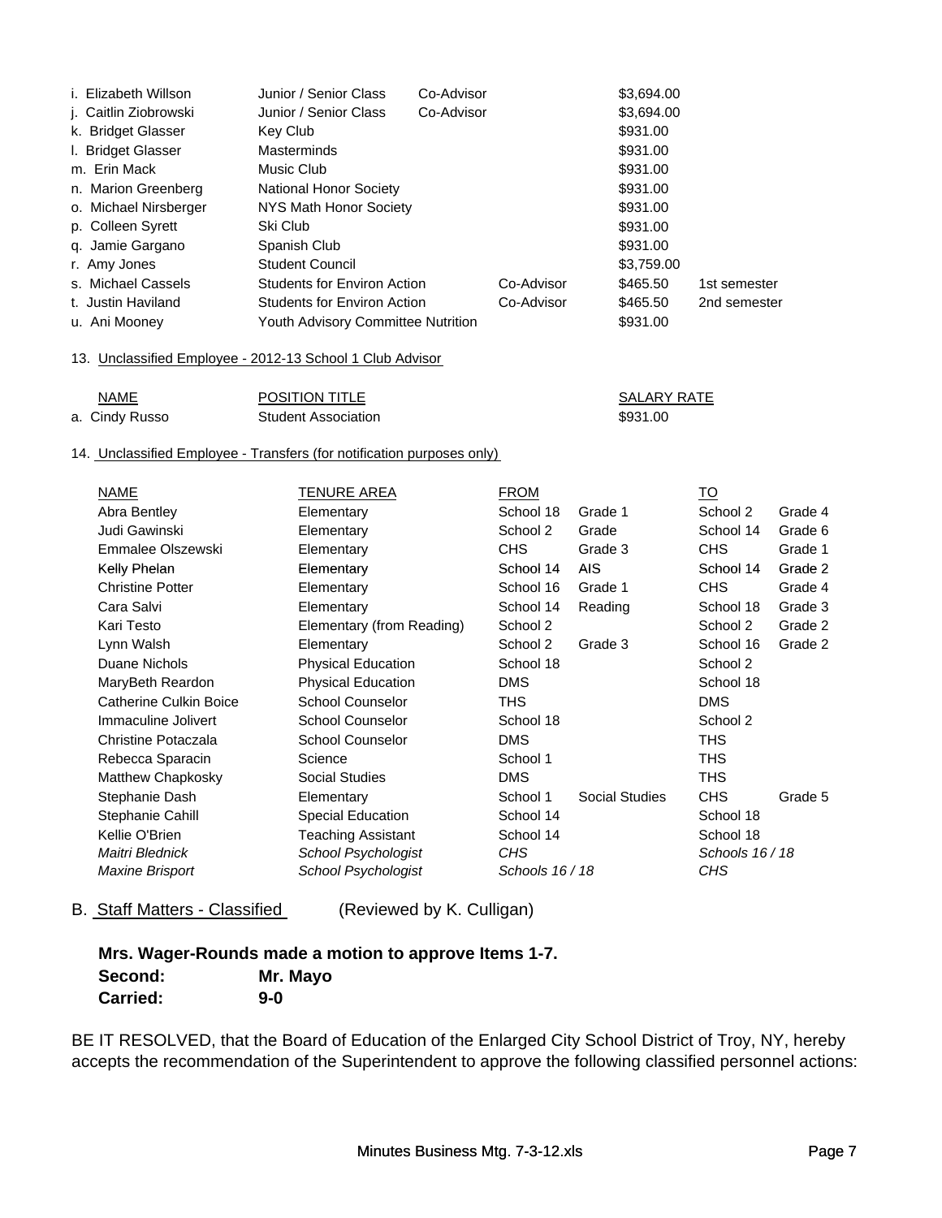| | | | | | |
|---|---|---|---|---|---|
| i. Elizabeth Willson | Junior / Senior Class | Co-Advisor | | $3,694.00 | |
| j. Caitlin Ziobrowski | Junior / Senior Class | Co-Advisor | | $3,694.00 | |
| k. Bridget Glasser | Key Club | | | $931.00 | |
| l. Bridget Glasser | Masterminds | | | $931.00 | |
| m. Erin Mack | Music Club | | | $931.00 | |
| n. Marion Greenberg | National Honor Society | | | $931.00 | |
| o. Michael Nirsberger | NYS Math Honor Society | | | $931.00 | |
| p. Colleen Syrett | Ski Club | | | $931.00 | |
| q. Jamie Gargano | Spanish Club | | | $931.00 | |
| r. Amy Jones | Student Council | | | $3,759.00 | |
| s. Michael Cassels | Students for Environ Action | | Co-Advisor | $465.50 | 1st semester |
| t. Justin Haviland | Students for Environ Action | | Co-Advisor | $465.50 | 2nd semester |
| u. Ani Mooney | Youth Advisory Committee Nutrition | | | $931.00 | |

13. Unclassified Employee - 2012-13 School 1 Club Advisor

| NAME | POSITION TITLE | SALARY RATE |
|---|---|---|
| a. Cindy Russo | Student Association | $931.00 |

14. Unclassified Employee - Transfers (for notification purposes only)

| NAME | TENURE AREA | FROM | | TO | |
|---|---|---|---|---|---|
| Abra Bentley | Elementary | School 18 | Grade 1 | School 2 | Grade 4 |
| Judi Gawinski | Elementary | School 2 | Grade | School 14 | Grade 6 |
| Emmalee Olszewski | Elementary | CHS | Grade 3 | CHS | Grade 1 |
| Kelly Phelan | Elementary | School 14 | AIS | School 14 | Grade 2 |
| Christine Potter | Elementary | School 16 | Grade 1 | CHS | Grade 4 |
| Cara Salvi | Elementary | School 14 | Reading | School 18 | Grade 3 |
| Kari Testo | Elementary (from Reading) | School 2 | | School 2 | Grade 2 |
| Lynn Walsh | Elementary | School 2 | Grade 3 | School 16 | Grade 2 |
| Duane Nichols | Physical Education | School 18 | | School 2 | |
| MaryBeth Reardon | Physical Education | DMS | | School 18 | |
| Catherine Culkin Boice | School Counselor | THS | | DMS | |
| Immaculine Jolivert | School Counselor | School 18 | | School 2 | |
| Christine Potaczala | School Counselor | DMS | | THS | |
| Rebecca Sparacin | Science | School 1 | | THS | |
| Matthew Chapkosky | Social Studies | DMS | | THS | |
| Stephanie Dash | Elementary | School 1 | Social Studies | CHS | Grade 5 |
| Stephanie Cahill | Special Education | School 14 | | School 18 | |
| Kellie O'Brien | Teaching Assistant | School 14 | | School 18 | |
| *Maitri Blednick* | *School Psychologist* | *CHS* | | *Schools 16 / 18* | |
| *Maxine Brisport* | *School Psychologist* | *Schools 16 / 18* | | *CHS* | |

B. Staff Matters - Classified (Reviewed by K. Culligan)

**Mrs. Wager-Rounds made a motion to approve Items 1-7.**
**Second: Mr. Mayo**
**Carried: 9-0**

BE IT RESOLVED, that the Board of Education of the Enlarged City School District of Troy, NY, hereby accepts the recommendation of the Superintendent to approve the following classified personnel actions: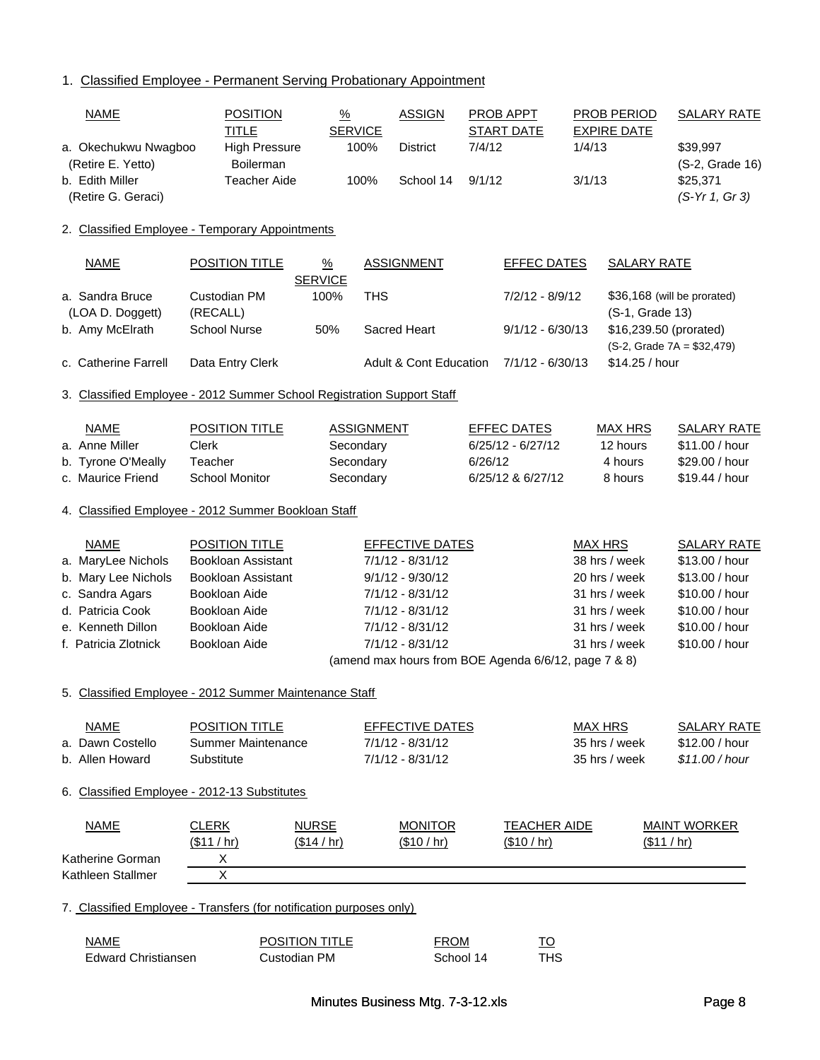1. Classified Employee - Permanent Serving Probationary Appointment

| NAME | POSITION TITLE | % SERVICE | ASSIGN | PROB APPT START DATE | PROB PERIOD EXPIRE DATE | SALARY RATE |
|---|---|---|---|---|---|---|
| a. Okechukwu Nwagboo (Retire E. Yetto) | High Pressure Boilerman | 100% | District | 7/4/12 | 1/4/13 | $39,997 (S-2, Grade 16) |
| b. Edith Miller (Retire G. Geraci) | Teacher Aide | 100% | School 14 | 9/1/12 | 3/1/13 | $25,371 *(S-Yr 1, Gr 3)* |

2. Classified Employee - Temporary Appointments

| NAME | POSITION TITLE | % SERVICE | ASSIGNMENT | EFFEC DATES | SALARY RATE |
|---|---|---|---|---|---|
| a. Sandra Bruce (LOA D. Doggett) | Custodian PM (RECALL) | 100% | THS | 7/2/12 - 8/9/12 | $36,168 (will be prorated) (S-1, Grade 13) |
| b. Amy McElrath | School Nurse | 50% | Sacred Heart | 9/1/12 - 6/30/13 | $16,239.50 (prorated) (S-2, Grade 7A = $32,479) |
| c. Catherine Farrell | Data Entry Clerk | | Adult & Cont Education | 7/1/12 - 6/30/13 | $14.25 / hour |

3. Classified Employee - 2012 Summer School Registration Support Staff

| NAME | POSITION TITLE | ASSIGNMENT | EFFEC DATES | MAX HRS | SALARY RATE |
|---|---|---|---|---|---|
| a. Anne Miller | Clerk | Secondary | 6/25/12 - 6/27/12 | 12 hours | $11.00 / hour |
| b. Tyrone O'Meally | Teacher | Secondary | 6/26/12 | 4 hours | $29.00 / hour |
| c. Maurice Friend | School Monitor | Secondary | 6/25/12 & 6/27/12 | 8 hours | $19.44 / hour |

4. Classified Employee - 2012 Summer Bookloan Staff

| NAME | POSITION TITLE | EFFECTIVE DATES | MAX HRS | SALARY RATE |
|---|---|---|---|---|
| a. MaryLee Nichols | Bookloan Assistant | 7/1/12 - 8/31/12 | 38 hrs / week | $13.00 / hour |
| b. Mary Lee Nichols | Bookloan Assistant | 9/1/12 - 9/30/12 | 20 hrs / week | $13.00 / hour |
| c. Sandra Agars | Bookloan Aide | 7/1/12 - 8/31/12 | 31 hrs / week | $10.00 / hour |
| d. Patricia Cook | Bookloan Aide | 7/1/12 - 8/31/12 | 31 hrs / week | $10.00 / hour |
| e. Kenneth Dillon | Bookloan Aide | 7/1/12 - 8/31/12 | 31 hrs / week | $10.00 / hour |
| f. Patricia Zlotnick | Bookloan Aide | 7/1/12 - 8/31/12 | 31 hrs / week | $10.00 / hour |

(amend max hours from BOE Agenda 6/6/12, page 7 & 8)

5. Classified Employee - 2012 Summer Maintenance Staff

| NAME | POSITION TITLE | EFFECTIVE DATES | MAX HRS | SALARY RATE |
|---|---|---|---|---|
| a. Dawn Costello | Summer Maintenance | 7/1/12 - 8/31/12 | 35 hrs / week | $12.00 / hour |
| b. Allen Howard | Substitute | 7/1/12 - 8/31/12 | 35 hrs / week | *$11.00 / hour* |

6. Classified Employee - 2012-13 Substitutes

| NAME | CLERK ($11 / hr) | NURSE ($14 / hr) | MONITOR ($10 / hr) | TEACHER AIDE ($10 / hr) | MAINT WORKER ($11 / hr) |
|---|---|---|---|---|---|
| Katherine Gorman | X | | | | |
| Kathleen Stallmer | X | | | | |

7. Classified Employee - Transfers (for notification purposes only)

| NAME | POSITION TITLE | FROM | TO |
|---|---|---|---|
| Edward Christiansen | Custodian PM | School 14 | THS |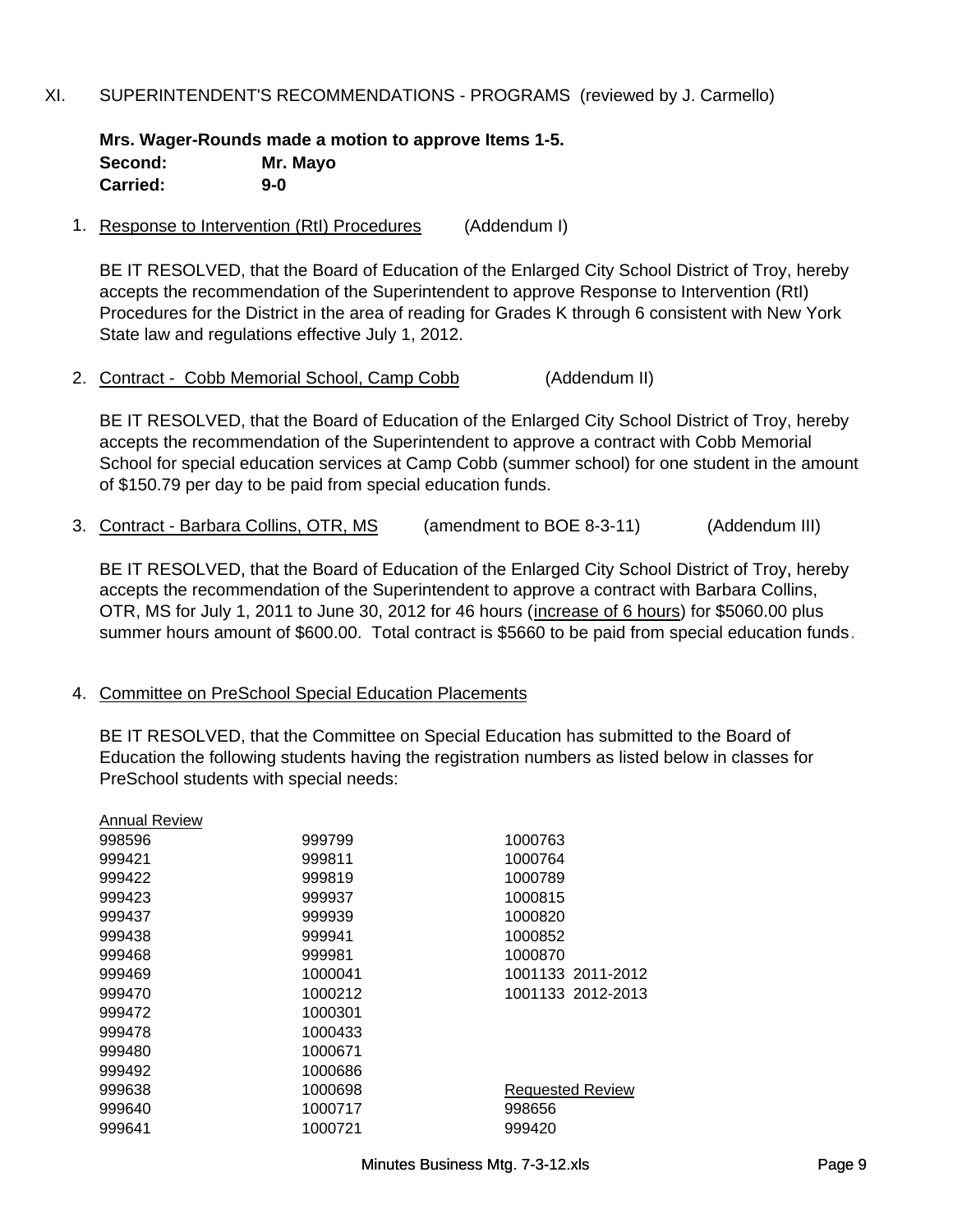XI. SUPERINTENDENT'S RECOMMENDATIONS - PROGRAMS (reviewed by J. Carmello)

**Mrs. Wager-Rounds made a motion to approve Items 1-5.**
**Second: Mr. Mayo**
**Carried: 9-0**

1. Response to Intervention (RtI) Procedures (Addendum I)

BE IT RESOLVED, that the Board of Education of the Enlarged City School District of Troy, hereby accepts the recommendation of the Superintendent to approve Response to Intervention (RtI) Procedures for the District in the area of reading for Grades K through 6 consistent with New York State law and regulations effective July 1, 2012.

2. Contract - Cobb Memorial School, Camp Cobb (Addendum II)

BE IT RESOLVED, that the Board of Education of the Enlarged City School District of Troy, hereby accepts the recommendation of the Superintendent to approve a contract with Cobb Memorial School for special education services at Camp Cobb (summer school) for one student in the amount of $150.79 per day to be paid from special education funds.

3. Contract - Barbara Collins, OTR, MS (amendment to BOE 8-3-11) (Addendum III)

BE IT RESOLVED, that the Board of Education of the Enlarged City School District of Troy, hereby accepts the recommendation of the Superintendent to approve a contract with Barbara Collins, OTR, MS for July 1, 2011 to June 30, 2012 for 46 hours (increase of 6 hours) for $5060.00 plus summer hours amount of $600.00. Total contract is $5660 to be paid from special education funds.

4. Committee on PreSchool Special Education Placements

BE IT RESOLVED, that the Committee on Special Education has submitted to the Board of Education the following students having the registration numbers as listed below in classes for PreSchool students with special needs:

| Annual Review | | |
|---|---|---|
| 998596 | 999799 | 1000763 |
| 999421 | 999811 | 1000764 |
| 999422 | 999819 | 1000789 |
| 999423 | 999937 | 1000815 |
| 999437 | 999939 | 1000820 |
| 999438 | 999941 | 1000852 |
| 999468 | 999981 | 1000870 |
| 999469 | 1000041 | 1001133 2011-2012 |
| 999470 | 1000212 | 1001133 2012-2013 |
| 999472 | 1000301 | |
| 999478 | 1000433 | |
| 999480 | 1000671 | |
| 999492 | 1000686 | |
| 999638 | 1000698 | Requested Review |
| 999640 | 1000717 | 998656 |
| 999641 | 1000721 | 999420 |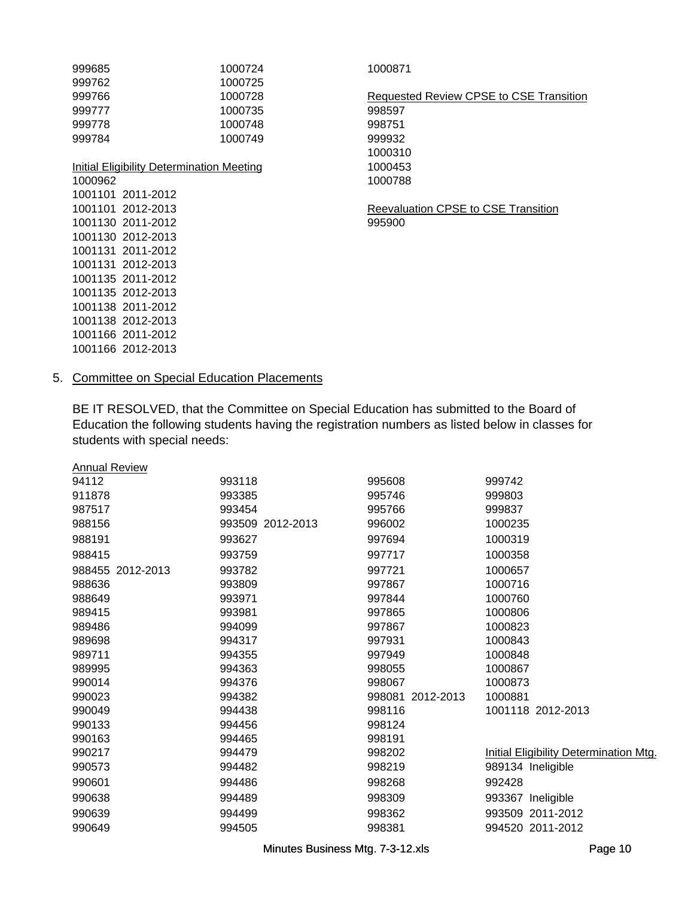999685
999762
999766
999777
999778
999784

1000724
1000725
1000728
1000735
1000748
1000749

1000871

Requested Review CPSE to CSE Transition

998597
998751
999932
1000310
1000453
1000788

Reevaluation CPSE to CSE Transition

995900

Initial Eligibility Determination Meeting

1000962
1001101 2011-2012
1001101 2012-2013
1001130 2011-2012
1001130 2012-2013
1001131 2011-2012
1001131 2012-2013
1001135 2011-2012
1001135 2012-2013
1001138 2011-2012
1001138 2012-2013
1001166 2011-2012
1001166 2012-2013

5. Committee on Special Education Placements

BE IT RESOLVED, that the Committee on Special Education has submitted to the Board of Education the following students having the registration numbers as listed below in classes for students with special needs:

Annual Review

94112
911878
987517
988156
988191
988415
988455 2012-2013
988636
988649
989415
989486
989698
989711
989995
990014
990023
990049
990133
990163
990217
990573
990601
990638
990639
990649

993118
993385
993454
993509 2012-2013
993627
993759
993782
993809
993971
993981
994099
994317
994355
994363
994376
994382
994438
994456
994465
994479
994482
994486
994489
994499
994505

995608
995746
995766
996002
997694
997717
997721
997867
997844
997865
997867
997931
997949
998055
998067
998081 2012-2013
998116
998124
998191
998202
998219
998268
998309
998362
998381

999742
999803
999837
1000235
1000319
1000358
1000657
1000716
1000760
1000806
1000823
1000843
1000848
1000867
1000873
1000881
1001118 2012-2013

Initial Eligibility Determination Mtg.

989134 Ineligible
992428
993367 Ineligible
993509 2011-2012
994520 2011-2012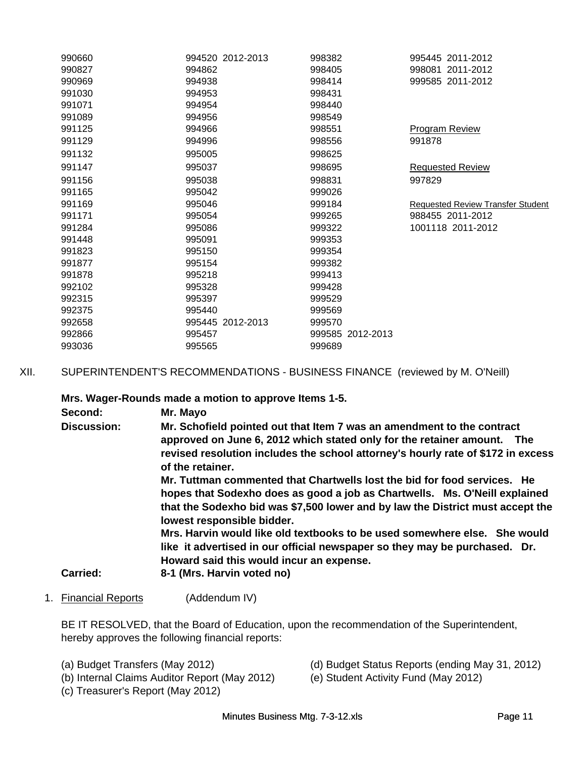| | | | |
|---|---|---|---|
| 990660 | 994520 2012-2013 | 998382 | 995445 2011-2012 |
| 990827 | 994862 | 998405 | 998081 2011-2012 |
| 990969 | 994938 | 998414 | 999585 2011-2012 |
| 991030 | 994953 | 998431 | |
| 991071 | 994954 | 998440 | |
| 991089 | 994956 | 998549 | |
| 991125 | 994966 | 998551 | Program Review |
| 991129 | 994996 | 998556 | 991878 |
| 991132 | 995005 | 998625 | |
| 991147 | 995037 | 998695 | Requested Review |
| 991156 | 995038 | 998831 | 997829 |
| 991165 | 995042 | 999026 | |
| 991169 | 995046 | 999184 | Requested Review Transfer Student |
| 991171 | 995054 | 999265 | 988455 2011-2012 |
| 991284 | 995086 | 999322 | 1001118 2011-2012 |
| 991448 | 995091 | 999353 | |
| 991823 | 995150 | 999354 | |
| 991877 | 995154 | 999382 | |
| 991878 | 995218 | 999413 | |
| 992102 | 995328 | 999428 | |
| 992315 | 995397 | 999529 | |
| 992375 | 995440 | 999569 | |
| 992658 | 995445 2012-2013 | 999570 | |
| 992866 | 995457 | 999585 2012-2013 | |
| 993036 | 995565 | 999689 | |

XII. SUPERINTENDENT'S RECOMMENDATIONS - BUSINESS FINANCE (reviewed by M. O'Neill)

**Mrs. Wager-Rounds made a motion to approve Items 1-5.**

**Second:** **Mr. Mayo**

**Discussion:** **Mr. Schofield pointed out that Item 7 was an amendment to the contract approved on June 6, 2012 which stated only for the retainer amount. The revised resolution includes the school attorney's hourly rate of $172 in excess of the retainer.**

**Mr. Tuttman commented that Chartwells lost the bid for food services. He hopes that Sodexho does as good a job as Chartwells. Ms. O'Neill explained that the Sodexho bid was $7,500 lower and by law the District must accept the lowest responsible bidder.**

**Mrs. Harvin would like old textbooks to be used somewhere else. She would like it advertised in our official newspaper so they may be purchased. Dr. Howard said this would incur an expense.**

**Carried:** **8-1 (Mrs. Harvin voted no)**

1. Financial Reports (Addendum IV)

BE IT RESOLVED, that the Board of Education, upon the recommendation of the Superintendent, hereby approves the following financial reports:

(a) Budget Transfers (May 2012)
(b) Internal Claims Auditor Report (May 2012)
(c) Treasurer's Report (May 2012)
(d) Budget Status Reports (ending May 31, 2012)
(e) Student Activity Fund (May 2012)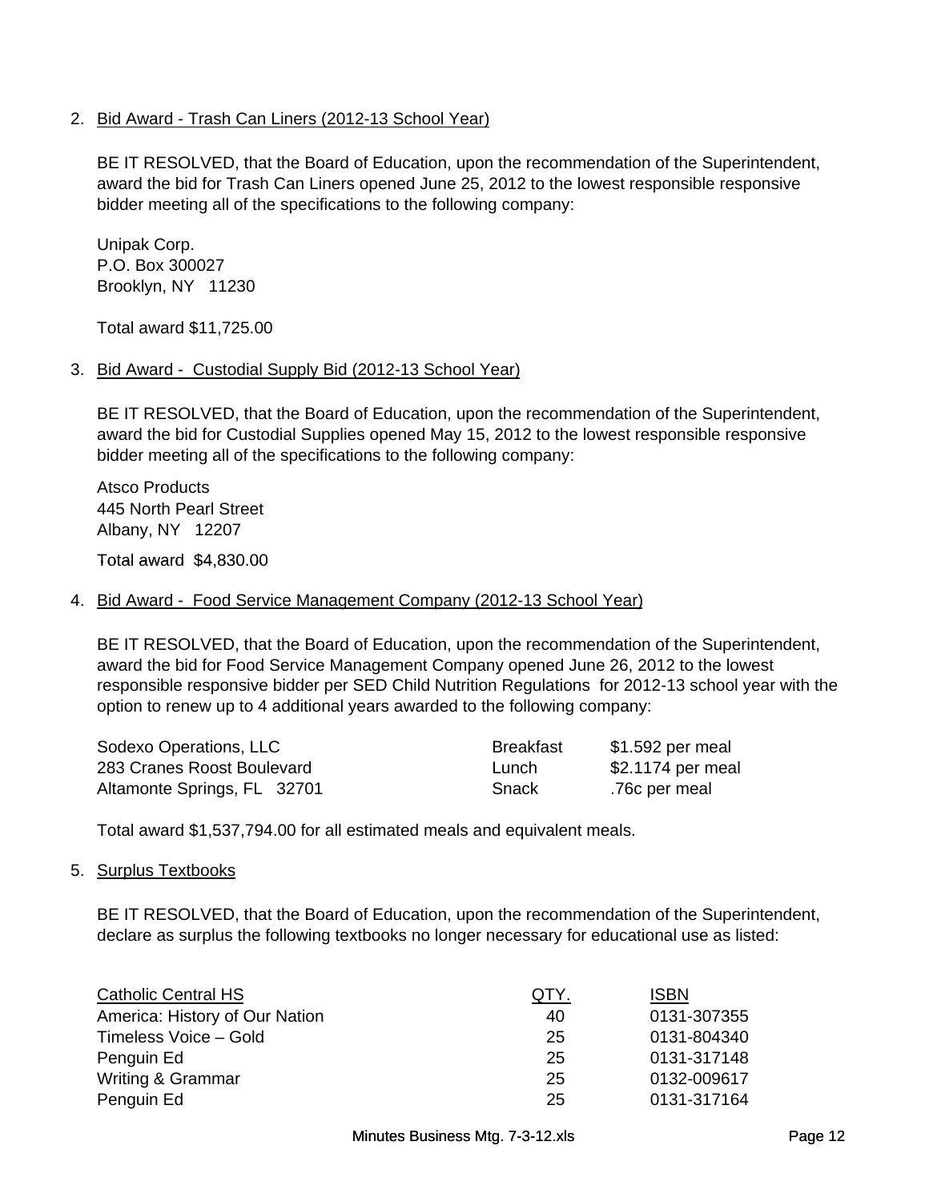2. <u>Bid Award - Trash Can Liners (2012-13 School Year)</u>

   BE IT RESOLVED, that the Board of Education, upon the recommendation of the Superintendent, award the bid for Trash Can Liners opened June 25, 2012 to the lowest responsible responsive bidder meeting all of the specifications to the following company:

   Unipak Corp.
   P.O. Box 300027
   Brooklyn, NY 11230

   Total award $11,725.00

3. <u>Bid Award - Custodial Supply Bid (2012-13 School Year)</u>

   BE IT RESOLVED, that the Board of Education, upon the recommendation of the Superintendent, award the bid for Custodial Supplies opened May 15, 2012 to the lowest responsible responsive bidder meeting all of the specifications to the following company:

   Atsco Products
   445 North Pearl Street
   Albany, NY 12207

   Total award $4,830.00

4. <u>Bid Award - Food Service Management Company (2012-13 School Year)</u>

   BE IT RESOLVED, that the Board of Education, upon the recommendation of the Superintendent, award the bid for Food Service Management Company opened June 26, 2012 to the lowest responsible responsive bidder per SED Child Nutrition Regulations for 2012-13 school year with the option to renew up to 4 additional years awarded to the following company:

| | | |
|---|---|---|
| Sodexo Operations, LLC | Breakfast | $1.592 per meal |
| 283 Cranes Roost Boulevard | Lunch | $2.1174 per meal |
| Altamonte Springs, FL 32701 | Snack | .76c per meal |

   Total award $1,537,794.00 for all estimated meals and equivalent meals.

5. <u>Surplus Textbooks</u>

   BE IT RESOLVED, that the Board of Education, upon the recommendation of the Superintendent, declare as surplus the following textbooks no longer necessary for educational use as listed:

| Catholic Central HS | QTY. | ISBN |
|---|---|---|
| America: History of Our Nation | 40 | 0131-307355 |
| Timeless Voice – Gold | 25 | 0131-804340 |
| Penguin Ed | 25 | 0131-317148 |
| Writing & Grammar | 25 | 0132-009617 |
| Penguin Ed | 25 | 0131-317164 |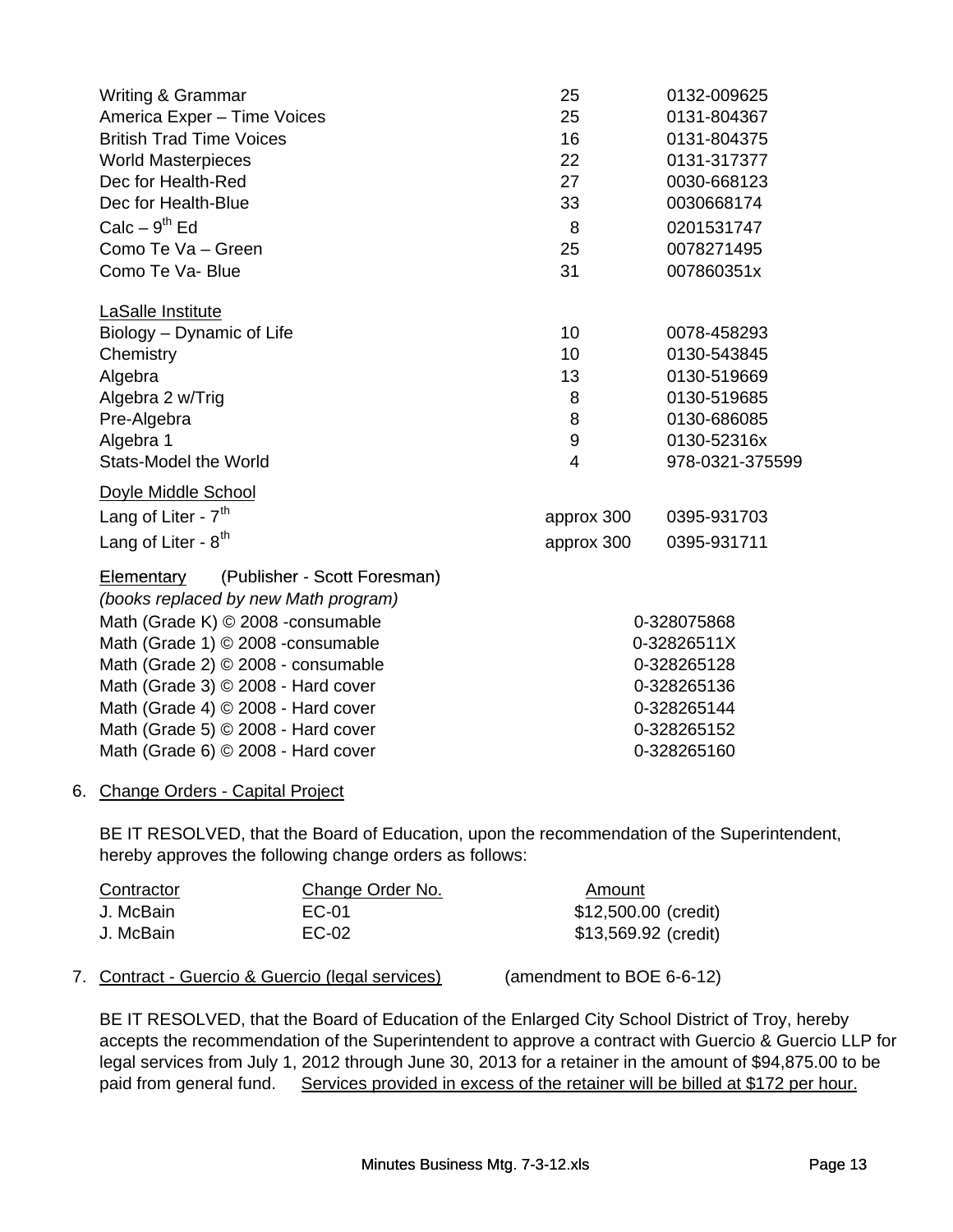| | | |
|---|---|---|
| Writing & Grammar | 25 | 0132-009625 |
| America Exper – Time Voices | 25 | 0131-804367 |
| British Trad Time Voices | 16 | 0131-804375 |
| World Masterpieces | 22 | 0131-317377 |
| Dec for Health-Red | 27 | 0030-668123 |
| Dec for Health-Blue | 33 | 0030668174 |
| Calc – 9th Ed | 8 | 0201531747 |
| Como Te Va – Green | 25 | 0078271495 |
| Como Te Va- Blue | 31 | 007860351x |
| | | |
| <u>LaSalle Institute</u> | | |
| Biology – Dynamic of Life | 10 | 0078-458293 |
| Chemistry | 10 | 0130-543845 |
| Algebra | 13 | 0130-519669 |
| Algebra 2 w/Trig | 8 | 0130-519685 |
| Pre-Algebra | 8 | 0130-686085 |
| Algebra 1 | 9 | 0130-52316x |
| Stats-Model the World | 4 | 978-0321-375599 |
| <u>Doyle Middle School</u> | | |
| Lang of Liter - 7th | approx 300 | 0395-931703 |
| Lang of Liter - 8th | approx 300 | 0395-931711 |

<u>Elementary</u> (Publisher - Scott Foresman)
*(books replaced by new Math program)*

| | |
|---|---|
| Math (Grade K) © 2008 -consumable | 0-328075868 |
| Math (Grade 1) © 2008 -consumable | 0-32826511X |
| Math (Grade 2) © 2008 - consumable | 0-328265128 |
| Math (Grade 3) © 2008 - Hard cover | 0-328265136 |
| Math (Grade 4) © 2008 - Hard cover | 0-328265144 |
| Math (Grade 5) © 2008 - Hard cover | 0-328265152 |
| Math (Grade 6) © 2008 - Hard cover | 0-328265160 |

6. <u>Change Orders - Capital Project</u>

   BE IT RESOLVED, that the Board of Education, upon the recommendation of the Superintendent, hereby approves the following change orders as follows:

| Contractor | Change Order No. | Amount |
|---|---|---|
| J. McBain | EC-01 | $12,500.00 (credit) |
| J. McBain | EC-02 | $13,569.92 (credit) |

7. <u>Contract - Guercio & Guercio (legal services)</u> (amendment to BOE 6-6-12)

   BE IT RESOLVED, that the Board of Education of the Enlarged City School District of Troy, hereby accepts the recommendation of the Superintendent to approve a contract with Guercio & Guercio LLP for legal services from July 1, 2012 through June 30, 2013 for a retainer in the amount of $94,875.00 to be paid from general fund. <u>Services provided in excess of the retainer will be billed at $172 per hour.</u>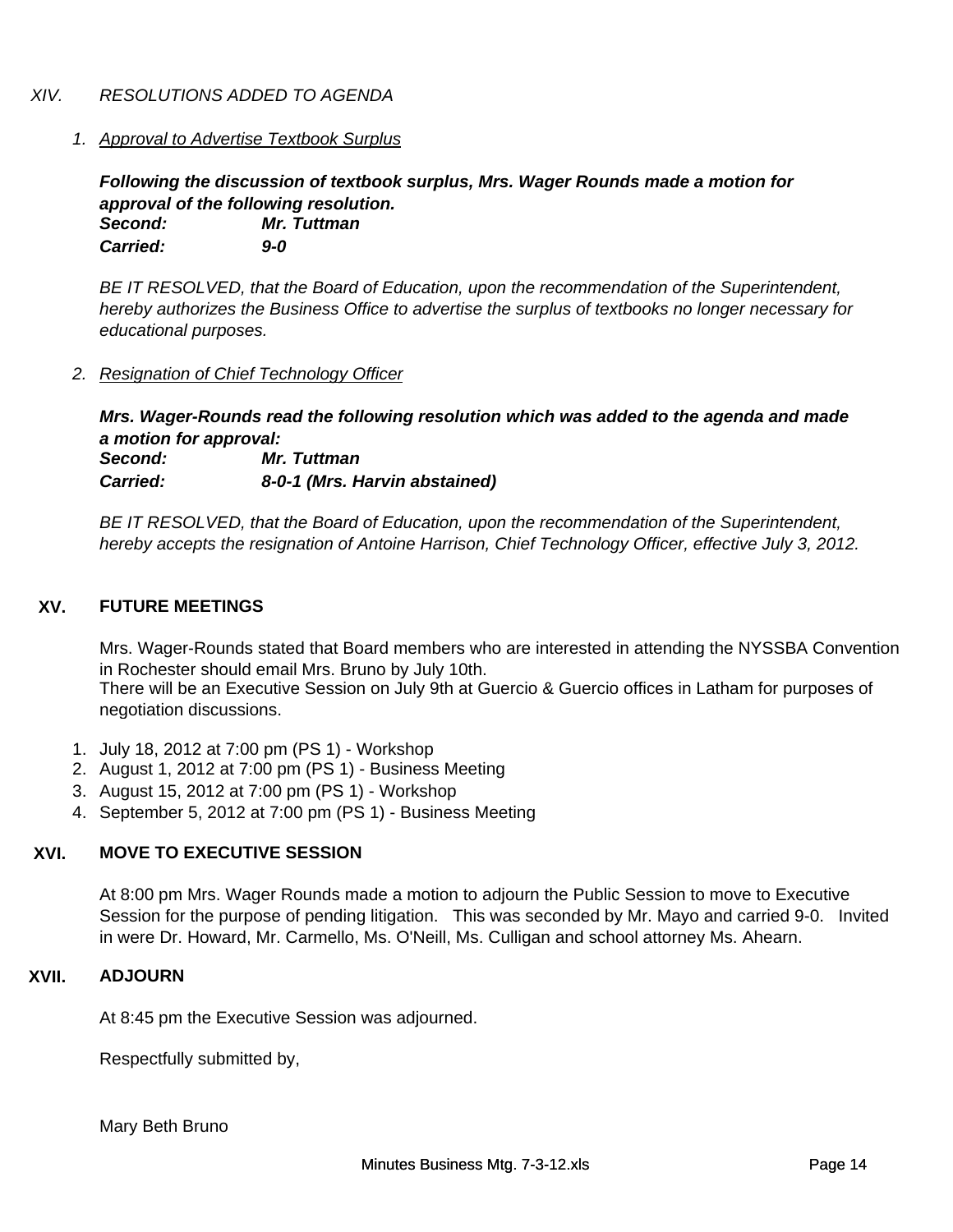## XIV. *RESOLUTIONS ADDED TO AGENDA*

1. *Approval to Advertise Textbook Surplus*

***Following the discussion of textbook surplus, Mrs. Wager Rounds made a motion for approval of the following resolution.***

***Second:*** ***Mr. Tuttman***
***Carried:*** ***9-0***

*BE IT RESOLVED, that the Board of Education, upon the recommendation of the Superintendent, hereby authorizes the Business Office to advertise the surplus of textbooks no longer necessary for educational purposes.*

2. *Resignation of Chief Technology Officer*

***Mrs. Wager-Rounds read the following resolution which was added to the agenda and made a motion for approval:***

***Second:*** ***Mr. Tuttman***
***Carried:*** ***8-0-1 (Mrs. Harvin abstained)***

*BE IT RESOLVED, that the Board of Education, upon the recommendation of the Superintendent, hereby accepts the resignation of Antoine Harrison, Chief Technology Officer, effective July 3, 2012.*

## XV. FUTURE MEETINGS

Mrs. Wager-Rounds stated that Board members who are interested in attending the NYSSBA Convention in Rochester should email Mrs. Bruno by July 10th.
There will be an Executive Session on July 9th at Guercio & Guercio offices in Latham for purposes of negotiation discussions.

1. July 18, 2012 at 7:00 pm (PS 1) - Workshop
2. August 1, 2012 at 7:00 pm (PS 1) - Business Meeting
3. August 15, 2012 at 7:00 pm (PS 1) - Workshop
4. September 5, 2012 at 7:00 pm (PS 1) - Business Meeting

## XVI. MOVE TO EXECUTIVE SESSION

At 8:00 pm Mrs. Wager Rounds made a motion to adjourn the Public Session to move to Executive Session for the purpose of pending litigation. This was seconded by Mr. Mayo and carried 9-0. Invited in were Dr. Howard, Mr. Carmello, Ms. O'Neill, Ms. Culligan and school attorney Ms. Ahearn.

## XVII. ADJOURN

At 8:45 pm the Executive Session was adjourned.

Respectfully submitted by,

Mary Beth Bruno